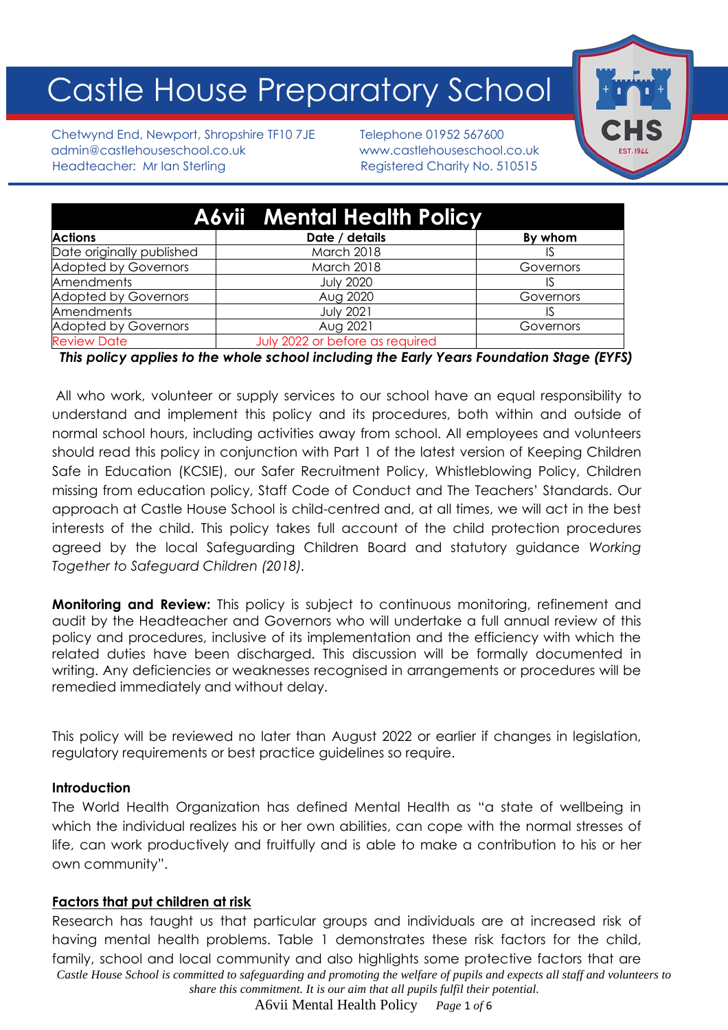# Castle House Preparatory School

Chetwynd End, Newport, Shropshire TF10 7JE
admin@castlehouseschool.co.uk
Headteacher: Mr Ian Sterling

Telephone 01952 567600
www.castlehouseschool.co.uk
Registered Charity No. 510515

## A6vii Mental Health Policy

| Actions | Date / details | By whom |
|---|---|---|
| Date originally published | March 2018 | IS |
| Adopted by Governors | March 2018 | Governors |
| Amendments | July 2020 | IS |
| Adopted by Governors | Aug 2020 | Governors |
| Amendments | July 2021 | IS |
| Adopted by Governors | Aug 2021 | Governors |
| Review Date | July 2022 or before as required | |

***This policy applies to the whole school including the Early Years Foundation Stage (EYFS)***

All who work, volunteer or supply services to our school have an equal responsibility to understand and implement this policy and its procedures, both within and outside of normal school hours, including activities away from school. All employees and volunteers should read this policy in conjunction with Part 1 of the latest version of Keeping Children Safe in Education (KCSIE), our Safer Recruitment Policy, Whistleblowing Policy, Children missing from education policy, Staff Code of Conduct and The Teachers' Standards. Our approach at Castle House School is child-centred and, at all times, we will act in the best interests of the child. This policy takes full account of the child protection procedures agreed by the local Safeguarding Children Board and statutory guidance *Working Together to Safeguard Children (2018).*

**Monitoring and Review:** This policy is subject to continuous monitoring, refinement and audit by the Headteacher and Governors who will undertake a full annual review of this policy and procedures, inclusive of its implementation and the efficiency with which the related duties have been discharged. This discussion will be formally documented in writing. Any deficiencies or weaknesses recognised in arrangements or procedures will be remedied immediately and without delay.

This policy will be reviewed no later than August 2022 or earlier if changes in legislation, regulatory requirements or best practice guidelines so require.

### Introduction

The World Health Organization has defined Mental Health as "a state of wellbeing in which the individual realizes his or her own abilities, can cope with the normal stresses of life, can work productively and fruitfully and is able to make a contribution to his or her own community".

### Factors that put children at risk

Research has taught us that particular groups and individuals are at increased risk of having mental health problems. Table 1 demonstrates these risk factors for the child, family, school and local community and also highlights some protective factors that are

*Castle House School is committed to safeguarding and promoting the welfare of pupils and expects all staff and volunteers to share this commitment. It is our aim that all pupils fulfil their potential.*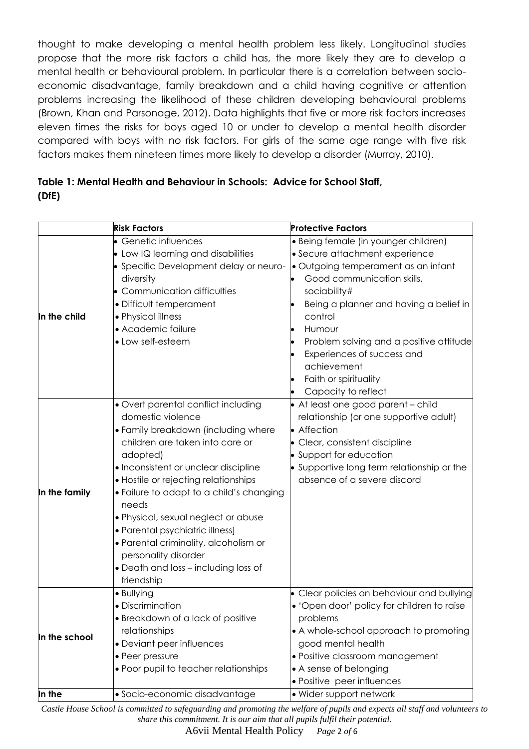thought to make developing a mental health problem less likely. Longitudinal studies propose that the more risk factors a child has, the more likely they are to develop a mental health or behavioural problem. In particular there is a correlation between socio-economic disadvantage, family breakdown and a child having cognitive or attention problems increasing the likelihood of these children developing behavioural problems (Brown, Khan and Parsonage, 2012). Data highlights that five or more risk factors increases eleven times the risks for boys aged 10 or under to develop a mental health disorder compared with boys with no risk factors. For girls of the same age range with five risk factors makes them nineteen times more likely to develop a disorder (Murray, 2010).

**Table 1: Mental Health and Behaviour in Schools: Advice for School Staff, (DfE)**

| | **Risk Factors** | **Protective Factors** |
|---|---|---|
| **In the child** | • Genetic influences<br>• Low IQ learning and disabilities<br>• Specific Development delay or neuro-diversity<br>• Communication difficulties<br>• Difficult temperament<br>• Physical illness<br>• Academic failure<br>• Low self-esteem | • Being female (in younger children)<br>• Secure attachment experience<br>• Outgoing temperament as an infant<br>• Good communication skills, sociability#<br>• Being a planner and having a belief in control<br>• Humour<br>• Problem solving and a positive attitude<br>• Experiences of success and achievement<br>• Faith or spirituality<br>• Capacity to reflect |
| **In the family** | • Overt parental conflict including domestic violence<br>• Family breakdown (including where children are taken into care or adopted)<br>• Inconsistent or unclear discipline<br>• Hostile or rejecting relationships<br>• Failure to adapt to a child's changing needs<br>• Physical, sexual neglect or abuse<br>• Parental psychiatric illness]<br>• Parental criminality, alcoholism or personality disorder<br>• Death and loss – including loss of friendship | • At least one good parent – child relationship (or one supportive adult)<br>• Affection<br>• Clear, consistent discipline<br>• Support for education<br>• Supportive long term relationship or the absence of a severe discord |
| **In the school** | • Bullying<br>• Discrimination<br>• Breakdown of a lack of positive relationships<br>• Deviant peer influences<br>• Peer pressure<br>• Poor pupil to teacher relationships | • Clear policies on behaviour and bullying<br>• 'Open door' policy for children to raise problems<br>• A whole-school approach to promoting good mental health<br>• Positive classroom management<br>• A sense of belonging<br>• Positive peer influences |
| **In the** | • Socio-economic disadvantage | • Wider support network |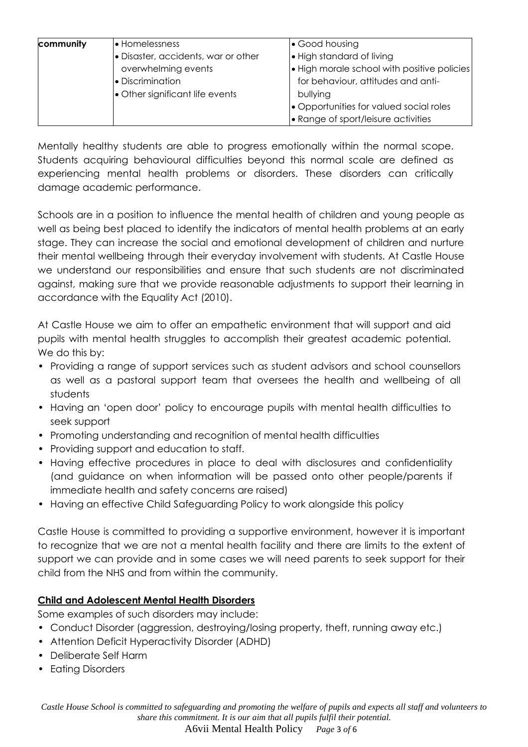| community | • Homelessness<br>• Disaster, accidents, war or other overwhelming events<br>• Discrimination<br>• Other significant life events | • Good housing<br>• High standard of living<br>• High morale school with positive policies for behaviour, attitudes and anti-bullying<br>• Opportunities for valued social roles<br>• Range of sport/leisure activities |
|---|---|---|

Mentally healthy students are able to progress emotionally within the normal scope. Students acquiring behavioural difficulties beyond this normal scale are defined as experiencing mental health problems or disorders. These disorders can critically damage academic performance.

Schools are in a position to influence the mental health of children and young people as well as being best placed to identify the indicators of mental health problems at an early stage. They can increase the social and emotional development of children and nurture their mental wellbeing through their everyday involvement with students. At Castle House we understand our responsibilities and ensure that such students are not discriminated against, making sure that we provide reasonable adjustments to support their learning in accordance with the Equality Act (2010).

At Castle House we aim to offer an empathetic environment that will support and aid pupils with mental health struggles to accomplish their greatest academic potential. We do this by:

- Providing a range of support services such as student advisors and school counsellors as well as a pastoral support team that oversees the health and wellbeing of all students
- Having an 'open door' policy to encourage pupils with mental health difficulties to seek support
- Promoting understanding and recognition of mental health difficulties
- Providing support and education to staff.
- Having effective procedures in place to deal with disclosures and confidentiality (and guidance on when information will be passed onto other people/parents if immediate health and safety concerns are raised)
- Having an effective Child Safeguarding Policy to work alongside this policy

Castle House is committed to providing a supportive environment, however it is important to recognize that we are not a mental health facility and there are limits to the extent of support we can provide and in some cases we will need parents to seek support for their child from the NHS and from within the community.

**Child and Adolescent Mental Health Disorders**

Some examples of such disorders may include:

- Conduct Disorder (aggression, destroying/losing property, theft, running away etc.)
- Attention Deficit Hyperactivity Disorder (ADHD)
- Deliberate Self Harm
- Eating Disorders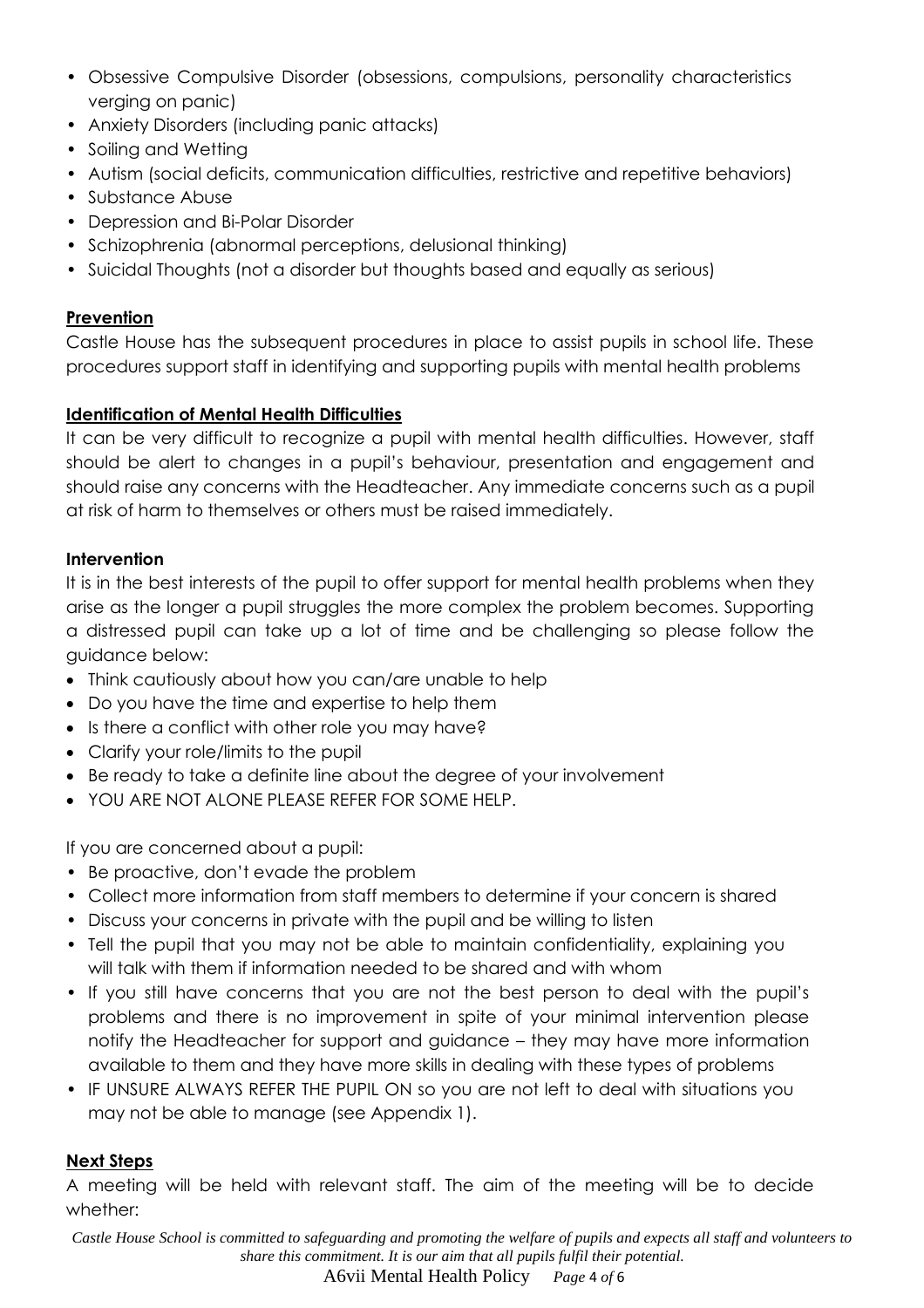- Obsessive Compulsive Disorder (obsessions, compulsions, personality characteristics verging on panic)
- Anxiety Disorders (including panic attacks)
- Soiling and Wetting
- Autism (social deficits, communication difficulties, restrictive and repetitive behaviors)
- Substance Abuse
- Depression and Bi-Polar Disorder
- Schizophrenia (abnormal perceptions, delusional thinking)
- Suicidal Thoughts (not a disorder but thoughts based and equally as serious)

## Prevention

Castle House has the subsequent procedures in place to assist pupils in school life. These procedures support staff in identifying and supporting pupils with mental health problems

## Identification of Mental Health Difficulties

It can be very difficult to recognize a pupil with mental health difficulties. However, staff should be alert to changes in a pupil's behaviour, presentation and engagement and should raise any concerns with the Headteacher. Any immediate concerns such as a pupil at risk of harm to themselves or others must be raised immediately.

### Intervention

It is in the best interests of the pupil to offer support for mental health problems when they arise as the longer a pupil struggles the more complex the problem becomes. Supporting a distressed pupil can take up a lot of time and be challenging so please follow the guidance below:

- Think cautiously about how you can/are unable to help
- Do you have the time and expertise to help them
- Is there a conflict with other role you may have?
- Clarify your role/limits to the pupil
- Be ready to take a definite line about the degree of your involvement
- YOU ARE NOT ALONE PLEASE REFER FOR SOME HELP.

If you are concerned about a pupil:

- Be proactive, don't evade the problem
- Collect more information from staff members to determine if your concern is shared
- Discuss your concerns in private with the pupil and be willing to listen
- Tell the pupil that you may not be able to maintain confidentiality, explaining you will talk with them if information needed to be shared and with whom
- If you still have concerns that you are not the best person to deal with the pupil's problems and there is no improvement in spite of your minimal intervention please notify the Headteacher for support and guidance – they may have more information available to them and they have more skills in dealing with these types of problems
- IF UNSURE ALWAYS REFER THE PUPIL ON so you are not left to deal with situations you may not be able to manage (see Appendix 1).

## Next Steps

A meeting will be held with relevant staff. The aim of the meeting will be to decide whether: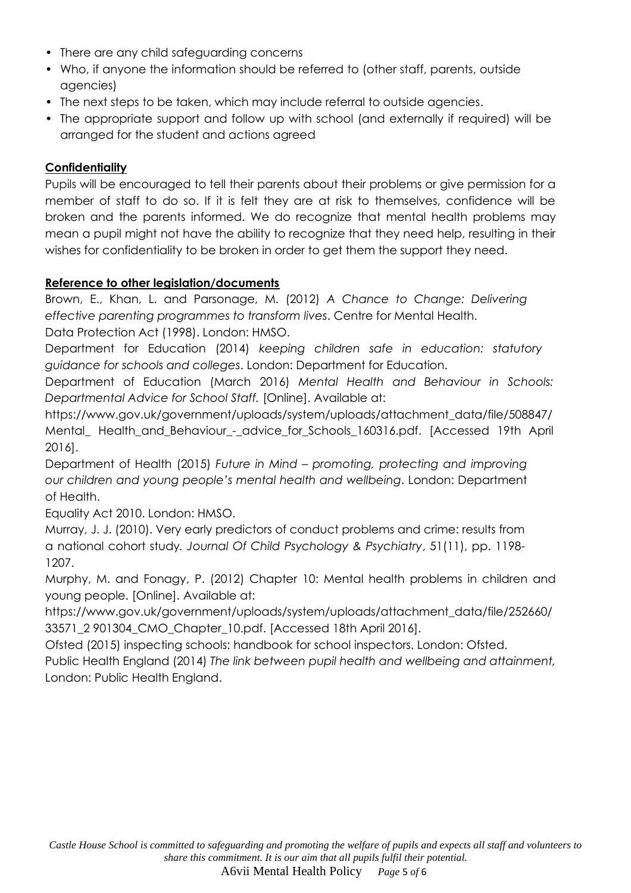- There are any child safeguarding concerns
- Who, if anyone the information should be referred to (other staff, parents, outside agencies)
- The next steps to be taken, which may include referral to outside agencies.
- The appropriate support and follow up with school (and externally if required) will be arranged for the student and actions agreed

**Confidentiality**

Pupils will be encouraged to tell their parents about their problems or give permission for a member of staff to do so. If it is felt they are at risk to themselves, confidence will be broken and the parents informed. We do recognize that mental health problems may mean a pupil might not have the ability to recognize that they need help, resulting in their wishes for confidentiality to be broken in order to get them the support they need.

**Reference to other legislation/documents**

Brown, E., Khan, L. and Parsonage, M. (2012) *A Chance to Change: Delivering effective parenting programmes to transform lives*. Centre for Mental Health.

Data Protection Act (1998). London: HMSO.

Department for Education (2014) *keeping children safe in education: statutory guidance for schools and colleges*. London: Department for Education.

Department of Education (March 2016) *Mental Health and Behaviour in Schools: Departmental Advice for School Staff.* [Online]. Available at: https://www.gov.uk/government/uploads/system/uploads/attachment_data/file/508847/Mental_ Health_and_Behaviour_-_advice_for_Schools_160316.pdf. [Accessed 19th April 2016].

Department of Health (2015) *Future in Mind – promoting, protecting and improving our children and young people's mental health and wellbeing*. London: Department of Health.

Equality Act 2010. London: HMSO.

Murray, J. J. (2010). Very early predictors of conduct problems and crime: results from a national cohort study. *Journal Of Child Psychology & Psychiatry*, 51(11), pp. 1198-1207.

Murphy, M. and Fonagy, P. (2012) Chapter 10: Mental health problems in children and young people. [Online]. Available at: https://www.gov.uk/government/uploads/system/uploads/attachment_data/file/252660/33571_2 901304_CMO_Chapter_10.pdf. [Accessed 18th April 2016].

Ofsted (2015) inspecting schools: handbook for school inspectors. London: Ofsted.

Public Health England (2014) *The link between pupil health and wellbeing and attainment,* London: Public Health England.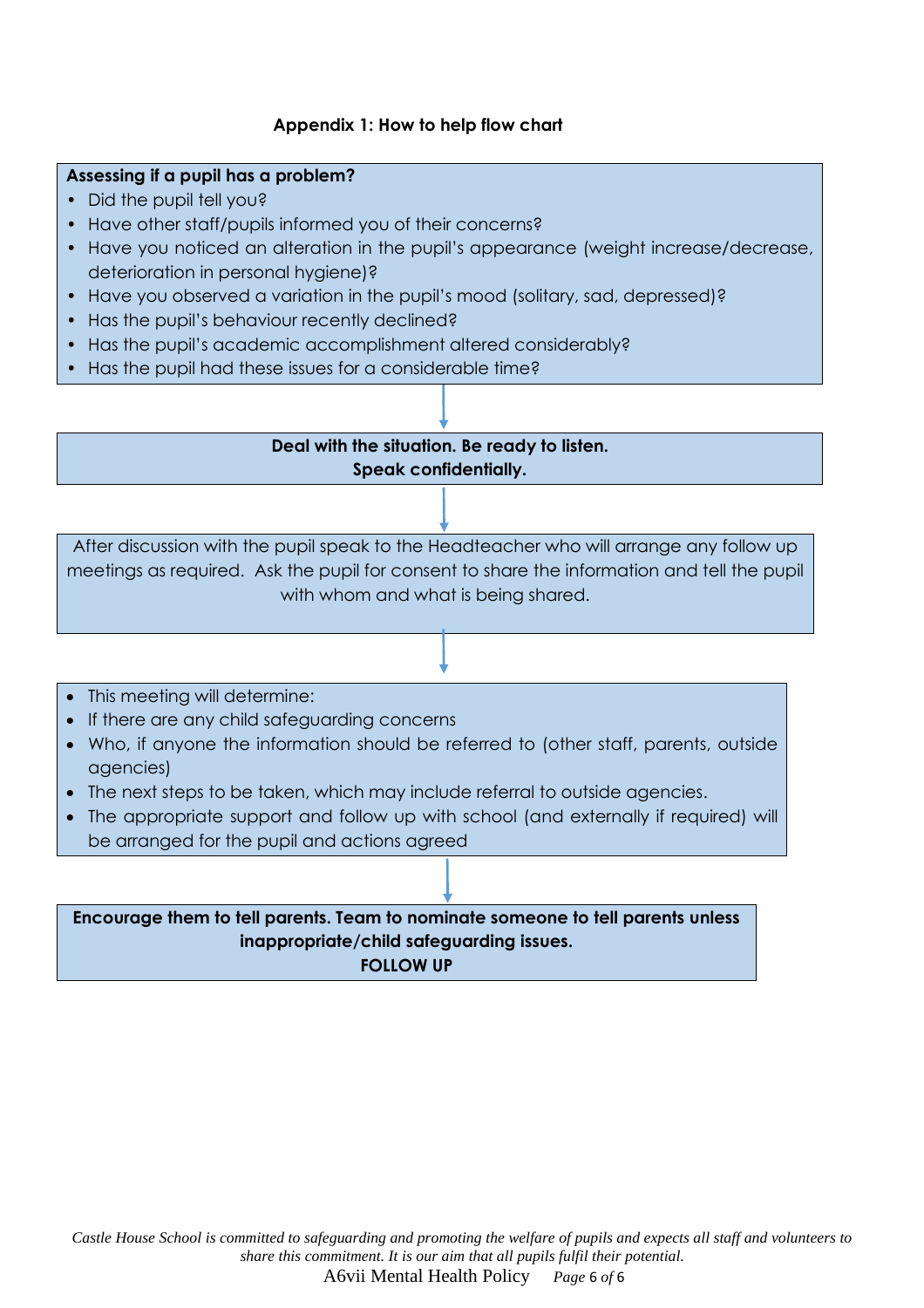### Appendix 1: How to help flow chart

**Assessing if a pupil has a problem?**

- Did the pupil tell you?
- Have other staff/pupils informed you of their concerns?
- Have you noticed an alteration in the pupil's appearance (weight increase/decrease, deterioration in personal hygiene)?
- Have you observed a variation in the pupil's mood (solitary, sad, depressed)?
- Has the pupil's behaviour recently declined?
- Has the pupil's academic accomplishment altered considerably?
- Has the pupil had these issues for a considerable time?

↓

**Deal with the situation. Be ready to listen.**
**Speak confidentially.**

↓

After discussion with the pupil speak to the Headteacher who will arrange any follow up meetings as required. Ask the pupil for consent to share the information and tell the pupil with whom and what is being shared.

↓

- This meeting will determine:
- If there are any child safeguarding concerns
- Who, if anyone the information should be referred to (other staff, parents, outside agencies)
- The next steps to be taken, which may include referral to outside agencies.
- The appropriate support and follow up with school (and externally if required) will be arranged for the pupil and actions agreed

↓

**Encourage them to tell parents. Team to nominate someone to tell parents unless inappropriate/child safeguarding issues.**
**FOLLOW UP**